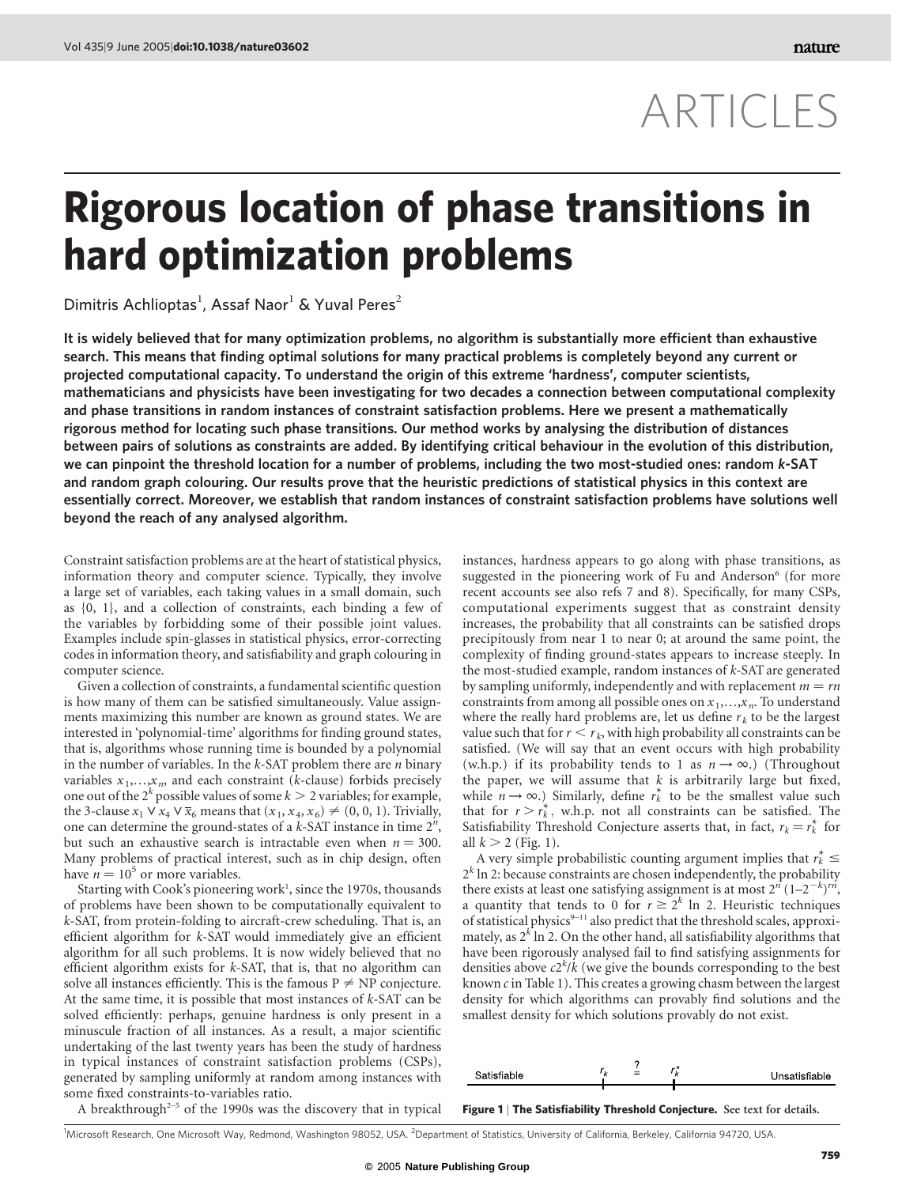ARTICLES

# Rigorous location of phase transitions in hard optimization problems

Dimitris Achlioptas[1], Assaf Naor[1] & Yuval Peres[2]

**It is widely believed that for many optimization problems, no algorithm is substantially more efficient than exhaustive search. This means that finding optimal solutions for many practical problems is completely beyond any current or projected computational capacity. To understand the origin of this extreme 'hardness', computer scientists, mathematicians and physicists have been investigating for two decades a connection between computational complexity and phase transitions in random instances of constraint satisfaction problems. Here we present a mathematically rigorous method for locating such phase transitions. Our method works by analysing the distribution of distances between pairs of solutions as constraints are added. By identifying critical behaviour in the evolution of this distribution, we can pinpoint the threshold location for a number of problems, including the two most-studied ones: random *k*-SAT and random graph colouring. Our results prove that the heuristic predictions of statistical physics in this context are essentially correct. Moreover, we establish that random instances of constraint satisfaction problems have solutions well beyond the reach of any analysed algorithm.**

Constraint satisfaction problems are at the heart of statistical physics, information theory and computer science. Typically, they involve a large set of variables, each taking values in a small domain, such as $\{0, 1\}$, and a collection of constraints, each binding a few of the variables by forbidding some of their possible joint values. Examples include spin-glasses in statistical physics, error-correcting codes in information theory, and satisfiability and graph colouring in computer science.

Given a collection of constraints, a fundamental scientific question is how many of them can be satisfied simultaneously. Value assignments maximizing this number are known as ground states. We are interested in 'polynomial-time' algorithms for finding ground states, that is, algorithms whose running time is bounded by a polynomial in the number of variables. In the *k*-SAT problem there are $n$ binary variables $x_1,\ldots,x_n$, and each constraint (*k*-clause) forbids precisely one out of the $2^k$ possible values of some $k > 2$ variables; for example, the 3-clause $x_1 \vee x_4 \vee \bar{x}_6$ means that $(x_1, x_4, x_6) \neq (0, 0, 1)$. Trivially, one can determine the ground-states of a *k*-SAT instance in time $2^n$, but such an exhaustive search is intractable even when $n = 300$. Many problems of practical interest, such as in chip design, often have $n = 10^5$ or more variables.

Starting with Cook's pioneering work[1], since the 1970s, thousands of problems have been shown to be computationally equivalent to *k*-SAT, from protein-folding to aircraft-crew scheduling. That is, an efficient algorithm for *k*-SAT would immediately give an efficient algorithm for all such problems. It is now widely believed that no efficient algorithm exists for *k*-SAT, that is, that no algorithm can solve all instances efficiently. This is the famous $P \neq NP$ conjecture. At the same time, it is possible that most instances of *k*-SAT can be solved efficiently: perhaps, genuine hardness is only present in a minuscule fraction of all instances. As a result, a major scientific undertaking of the last twenty years has been the study of hardness in typical instances of constraint satisfaction problems (CSPs), generated by sampling uniformly at random among instances with some fixed constraints-to-variables ratio.

A breakthrough[2–5] of the 1990s was the discovery that in typical instances, hardness appears to go along with phase transitions, as suggested in the pioneering work of Fu and Anderson[6] (for more recent accounts see also refs 7 and 8). Specifically, for many CSPs, computational experiments suggest that as constraint density increases, the probability that all constraints can be satisfied drops precipitously from near 1 to near 0; at around the same point, the complexity of finding ground-states appears to increase steeply. In the most-studied example, random instances of *k*-SAT are generated by sampling uniformly, independently and with replacement $m = rn$ constraints from among all possible ones on $x_1,\ldots,x_n$. To understand where the really hard problems are, let us define $r_k$ to be the largest value such that for $r < r_k$, with high probability all constraints can be satisfied. (We will say that an event occurs with high probability (w.h.p.) if its probability tends to 1 as $n \to \infty$.) (Throughout the paper, we will assume that $k$ is arbitrarily large but fixed, while $n \to \infty$.) Similarly, define $r_k^*$ to be the smallest value such that for $r > r_k^*$, w.h.p. not all constraints can be satisfied. The Satisfiability Threshold Conjecture asserts that, in fact, $r_k = r_k^*$ for all $k > 2$ (Fig. 1).

A very simple probabilistic counting argument implies that $r_k^* \leq 2^k \ln 2$: because constraints are chosen independently, the probability there exists at least one satisfying assignment is at most $2^n(1-2^{-k})^{rn}$, a quantity that tends to 0 for $r \geq 2^k \ln 2$. Heuristic techniques of statistical physics[9–11] also predict that the threshold scales, approximately, as $2^k \ln 2$. On the other hand, all satisfiability algorithms that have been rigorously analysed fail to find satisfying assignments for densities above $c2^k/k$ (we give the bounds corresponding to the best known $c$ in Table 1). This creates a growing chasm between the largest density for which algorithms can provably find solutions and the smallest density for which solutions provably do not exist.

Satisfiable $r_k \overset{?}{=} r_k^*$ Unsatisfiable

**Figure 1** | **The Satisfiability Threshold Conjecture.** See text for details.

[1]Microsoft Research, One Microsoft Way, Redmond, Washington 98052, USA. [2]Department of Statistics, University of California, Berkeley, California 94720, USA.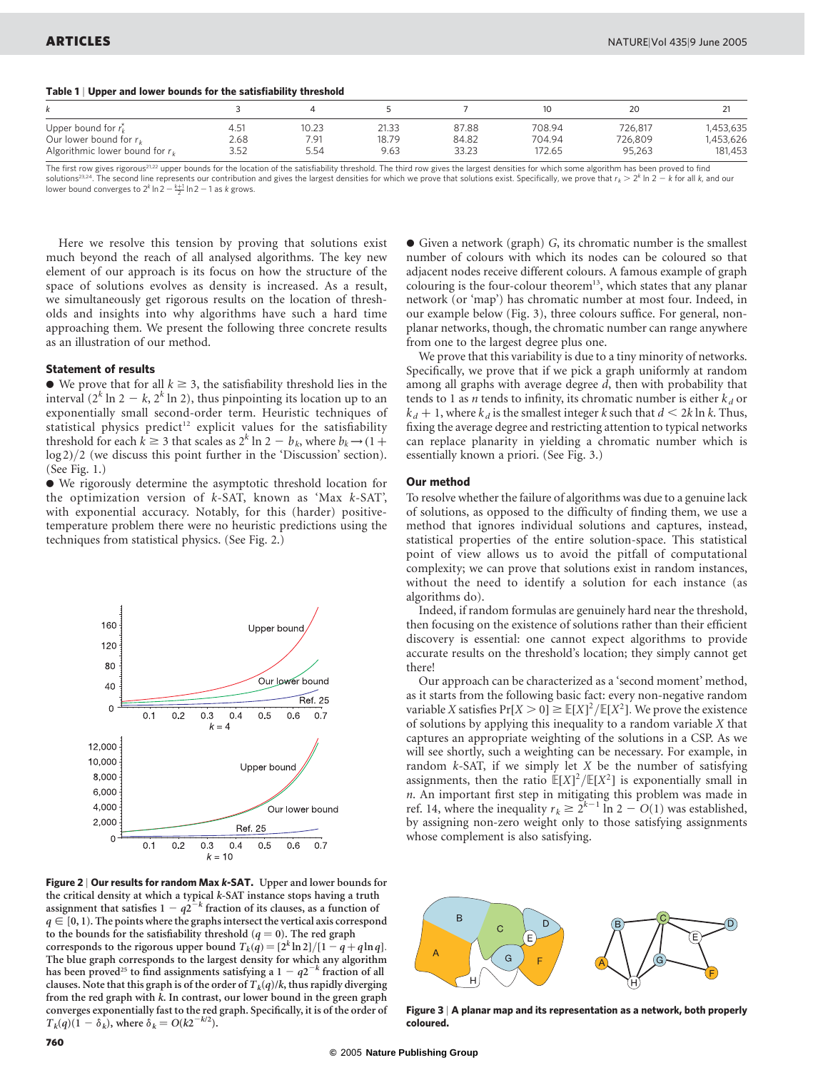**Table 1 | Upper and lower bounds for the satisfiability threshold**

| $k$ | 3 | 4 | 5 | 7 | 10 | 20 | 21 |
|---|---|---|---|---|---|---|---|
| Upper bound for $r_k^*$ | 4.51 | 10.23 | 21.33 | 87.88 | 708.94 | 726,817 | 1,453,635 |
| Our lower bound for $r_k$ | 2.68 | 7.91 | 18.79 | 84.82 | 704.94 | 726,809 | 1,453,626 |
| Algorithmic lower bound for $r_k$ | 3.52 | 5.54 | 9.63 | 33.23 | 172.65 | 95,263 | 181,453 |

The first row gives rigorous[21,22] upper bounds for the location of the satisfiability threshold. The third row gives the largest densities for which some algorithm has been proved to find solutions[23,24]. The second line represents our contribution and gives the largest densities for which we prove that solutions exist. Specifically, we prove that $r_k > 2^k \ln 2 - k$ for all $k$, and our lower bound converges to $2^k \ln 2 - \frac{k+1}{2} \ln 2 - 1$ as $k$ grows.

Here we resolve this tension by proving that solutions exist much beyond the reach of all analysed algorithms. The key new element of our approach is its focus on how the structure of the space of solutions evolves as density is increased. As a result, we simultaneously get rigorous results on the location of thresholds and insights into why algorithms have such a hard time approaching them. We present the following three concrete results as an illustration of our method.

### Statement of results

- We prove that for all $k \geq 3$, the satisfiability threshold lies in the interval $(2^k \ln 2 - k, 2^k \ln 2)$, thus pinpointing its location up to an exponentially small second-order term. Heuristic techniques of statistical physics predict[12] explicit values for the satisfiability threshold for each $k \geq 3$ that scales as $2^k \ln 2 - b_k$, where $b_k \to (1 + \log 2)/2$ (we discuss this point further in the 'Discussion' section). (See Fig. 1.)
- We rigorously determine the asymptotic threshold location for the optimization version of $k$-SAT, known as 'Max $k$-SAT', with exponential accuracy. Notably, for this (harder) positive-temperature problem there were no heuristic predictions using the techniques from statistical physics. (See Fig. 2.)
- Given a network (graph) $G$, its chromatic number is the smallest number of colours with which its nodes can be coloured so that adjacent nodes receive different colours. A famous example of graph colouring is the four-colour theorem[13], which states that any planar network (or 'map') has chromatic number at most four. Indeed, in our example below (Fig. 3), three colours suffice. For general, non-planar networks, though, the chromatic number can range anywhere from one to the largest degree plus one.

We prove that this variability is due to a tiny minority of networks. Specifically, we prove that if we pick a graph uniformly at random among all graphs with average degree $d$, then with probability that tends to 1 as $n$ tends to infinity, its chromatic number is either $k_d$ or $k_d + 1$, where $k_d$ is the smallest integer $k$ such that $d < 2k \ln k$. Thus, fixing the average degree and restricting attention to typical networks can replace planarity in yielding a chromatic number which is essentially known a priori. (See Fig. 3.)

**Figure 2 | Our results for random Max $k$-SAT.** Upper and lower bounds for the critical density at which a typical $k$-SAT instance stops having a truth assignment that satisfies $1 - q2^{-k}$ fraction of its clauses, as a function of $q \in [0, 1)$. The points where the graphs intersect the vertical axis correspond to the bounds for the satisfiability threshold ($q = 0$). The red graph corresponds to the rigorous upper bound $T_k(q) = [2^k \ln 2]/[1 - q + q \ln q]$. The blue graph corresponds to the largest density for which any algorithm has been proved[25] to find assignments satisfying a $1 - q2^{-k}$ fraction of all clauses. Note that this graph is of the order of $T_k(q)/k$, thus rapidly diverging from the red graph with $k$. In contrast, our lower bound in the green graph converges exponentially fast to the red graph. Specifically, it is of the order of $T_k(q)(1 - \delta_k)$, where $\delta_k = O(k2^{-k/2})$.

### Our method

To resolve whether the failure of algorithms was due to a genuine lack of solutions, as opposed to the difficulty of finding them, we use a method that ignores individual solutions and captures, instead, statistical properties of the entire solution-space. This statistical point of view allows us to avoid the pitfall of computational complexity; we can prove that solutions exist in random instances, without the need to identify a solution for each instance (as algorithms do).

Indeed, if random formulas are genuinely hard near the threshold, then focusing on the existence of solutions rather than their efficient discovery is essential: one cannot expect algorithms to provide accurate results on the threshold's location; they simply cannot get there!

Our approach can be characterized as a 'second moment' method, as it starts from the following basic fact: every non-negative random variable $X$ satisfies $\Pr[X > 0] \geq \mathbb{E}[X]^2/\mathbb{E}[X^2]$. We prove the existence of solutions by applying this inequality to a random variable $X$ that captures an appropriate weighting of the solutions in a CSP. As we will see shortly, such a weighting can be necessary. For example, in random $k$-SAT, if we simply let $X$ be the number of satisfying assignments, then the ratio $\mathbb{E}[X]^2/\mathbb{E}[X^2]$ is exponentially small in $n$. An important first step in mitigating this problem was made in ref. 14, where the inequality $r_k \geq 2^{k-1} \ln 2 - O(1)$ was established, by assigning non-zero weight only to those satisfying assignments whose complement is also satisfying.

**Figure 3 | A planar map and its representation as a network, both properly coloured.**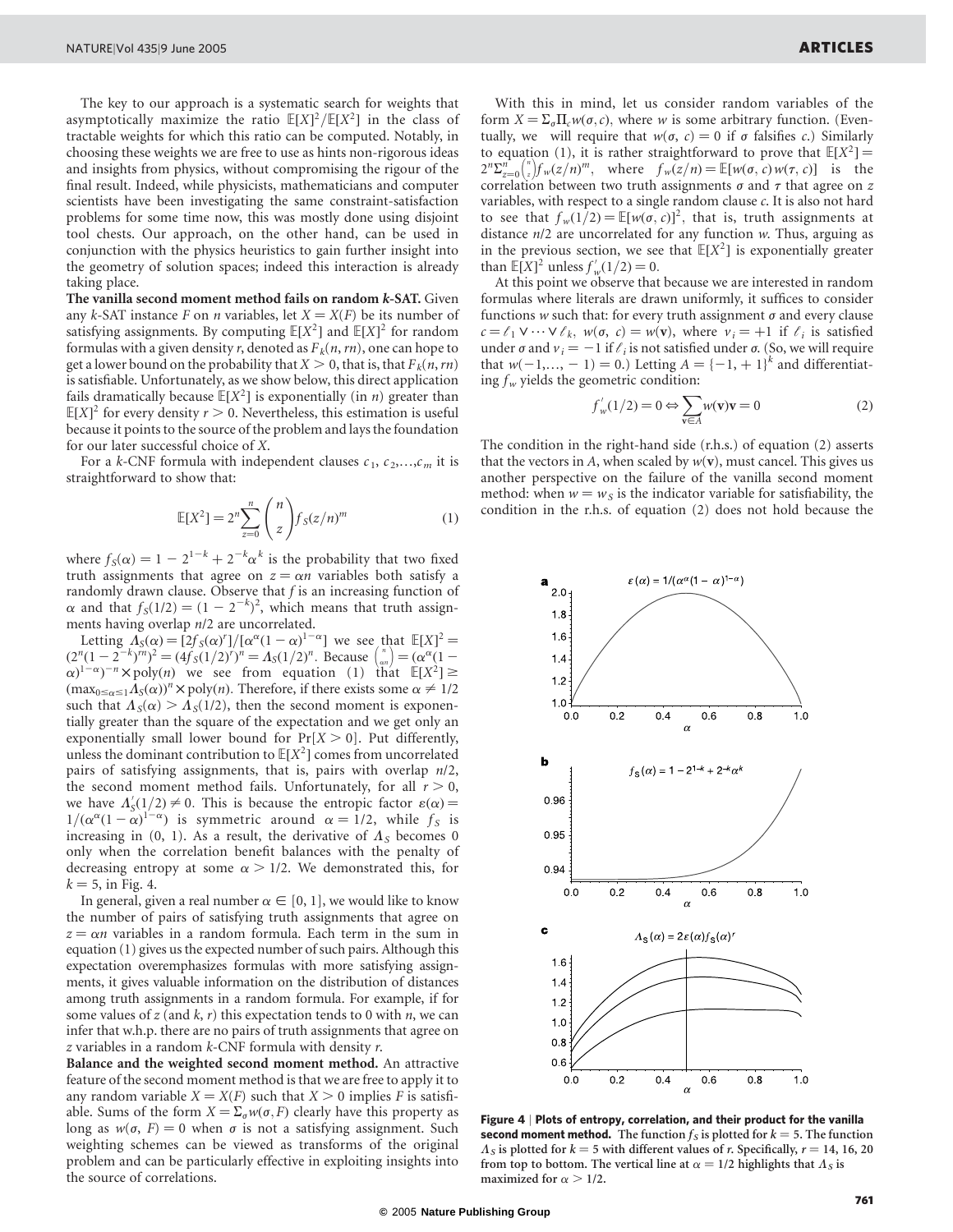The key to our approach is a systematic search for weights that asymptotically maximize the ratio $\mathbb{E}[X]^2/\mathbb{E}[X^2]$ in the class of tractable weights for which this ratio can be computed. Notably, in choosing these weights we are free to use as hints non-rigorous ideas and insights from physics, without compromising the rigour of the final result. Indeed, while physicists, mathematicians and computer scientists have been investigating the same constraint-satisfaction problems for some time now, this was mostly done using disjoint tool chests. Our approach, on the other hand, can be used in conjunction with the physics heuristics to gain further insight into the geometry of solution spaces; indeed this interaction is already taking place.

**The vanilla second moment method fails on random *k*-SAT.** Given any *k*-SAT instance *F* on *n* variables, let $X = X(F)$ be its number of satisfying assignments. By computing $\mathbb{E}[X^2]$ and $\mathbb{E}[X]^2$ for random formulas with a given density *r*, denoted as $F_k(n, rn)$, one can hope to get a lower bound on the probability that $X > 0$, that is, that $F_k(n, rn)$ is satisfiable. Unfortunately, as we show below, this direct application fails dramatically because $\mathbb{E}[X^2]$ is exponentially (in *n*) greater than $\mathbb{E}[X]^2$ for every density $r > 0$. Nevertheless, this estimation is useful because it points to the source of the problem and lays the foundation for our later successful choice of *X*.

For a *k*-CNF formula with independent clauses $c_1, c_2, \ldots, c_m$ it is straightforward to show that:

$$\mathbb{E}[X^2] = 2^n \sum_{z=0}^{n} \binom{n}{z} f_S(z/n)^m \tag{1}$$

where $f_S(\alpha) = 1 - 2^{1-k} + 2^{-k}\alpha^k$ is the probability that two fixed truth assignments that agree on $z = \alpha n$ variables both satisfy a randomly drawn clause. Observe that *f* is an increasing function of $\alpha$ and that $f_S(1/2) = (1 - 2^{-k})^2$, which means that truth assignments having overlap $n/2$ are uncorrelated.

Letting $\Lambda_S(\alpha) = [2f_S(\alpha)^r]/[\alpha^\alpha(1-\alpha)^{1-\alpha}]$ we see that $\mathbb{E}[X]^2 = (2^n(1-2^{-k})^{rn})^2 = (4f_S(1/2)^r)^n = \Lambda_S(1/2)^n$. Because $\binom{n}{\alpha n} = (\alpha^\alpha(1-\alpha)^{1-\alpha})^{-n} \times \mathrm{poly}(n)$ we see from equation (1) that $\mathbb{E}[X^2] \geq (\max_{0 \leq \alpha \leq 1} \Lambda_S(\alpha))^n \times \mathrm{poly}(n)$. Therefore, if there exists some $\alpha \neq 1/2$ such that $\Lambda_S(\alpha) > \Lambda_S(1/2)$, then the second moment is exponentially greater than the square of the expectation and we get only an exponentially small lower bound for $\Pr[X > 0]$. Put differently, unless the dominant contribution to $\mathbb{E}[X^2]$ comes from uncorrelated pairs of satisfying assignments, that is, pairs with overlap $n/2$, the second moment method fails. Unfortunately, for all $r > 0$, we have $\Lambda_S'(1/2) \neq 0$. This is because the entropic factor $\varepsilon(\alpha) = 1/(\alpha^\alpha(1-\alpha)^{1-\alpha})$ is symmetric around $\alpha = 1/2$, while $f_S$ is increasing in (0, 1). As a result, the derivative of $\Lambda_S$ becomes 0 only when the correlation benefit balances with the penalty of decreasing entropy at some $\alpha > 1/2$. We demonstrated this, for $k = 5$, in Fig. 4.

In general, given a real number $\alpha \in [0, 1]$, we would like to know the number of pairs of satisfying truth assignments that agree on $z = \alpha n$ variables in a random formula. Each term in the sum in equation (1) gives us the expected number of such pairs. Although this expectation overemphasizes formulas with more satisfying assignments, it gives valuable information on the distribution of distances among truth assignments in a random formula. For example, if for some values of *z* (and *k*, *r*) this expectation tends to 0 with *n*, we can infer that w.h.p. there are no pairs of truth assignments that agree on *z* variables in a random *k*-CNF formula with density *r*.

**Balance and the weighted second moment method.** An attractive feature of the second moment method is that we are free to apply it to any random variable $X = X(F)$ such that $X > 0$ implies *F* is satisfiable. Sums of the form $X = \Sigma_\sigma w(\sigma, F)$ clearly have this property as long as $w(\sigma, F) = 0$ when $\sigma$ is not a satisfying assignment. Such weighting schemes can be viewed as transforms of the original problem and can be particularly effective in exploiting insights into the source of correlations.

With this in mind, let us consider random variables of the form $X = \Sigma_\sigma \Pi_c w(\sigma, c)$, where *w* is some arbitrary function. (Eventually, we will require that $w(\sigma, c) = 0$ if $\sigma$ falsifies *c*.) Similarly to equation (1), it is rather straightforward to prove that $\mathbb{E}[X^2] = 2^n \Sigma_{z=0}^{n} \binom{n}{z} f_w(z/n)^m$, where $f_w(z/n) = \mathbb{E}[w(\sigma, c)w(\tau, c)]$ is the correlation between two truth assignments $\sigma$ and $\tau$ that agree on *z* variables, with respect to a single random clause *c*. It is also not hard to see that $f_w(1/2) = \mathbb{E}[w(\sigma, c)]^2$, that is, truth assignments at distance $n/2$ are uncorrelated for any function *w*. Thus, arguing as in the previous section, we see that $\mathbb{E}[X^2]$ is exponentially greater than $\mathbb{E}[X]^2$ unless $f_w'(1/2) = 0$.

At this point we observe that because we are interested in random formulas where literals are drawn uniformly, it suffices to consider functions *w* such that: for every truth assignment $\sigma$ and every clause $c = \ell_1 \vee \cdots \vee \ell_k$, $w(\sigma, c) = w(\mathbf{v})$, where $v_i = +1$ if $\ell_i$ is satisfied under $\sigma$ and $v_i = -1$ if $\ell_i$ is not satisfied under $\sigma$. (So, we will require that $w(-1, \ldots, -1) = 0$.) Letting $A = \{-1, +1\}^k$ and differentiating $f_w$ yields the geometric condition:

$$f_w'(1/2) = 0 \Leftrightarrow \sum_{\mathbf{v} \in A} w(\mathbf{v})\mathbf{v} = 0 \tag{2}$$

The condition in the right-hand side (r.h.s.) of equation (2) asserts that the vectors in *A*, when scaled by $w(\mathbf{v})$, must cancel. This gives us another perspective on the failure of the vanilla second moment method: when $w = w_S$ is the indicator variable for satisfiability, the condition in the r.h.s. of equation (2) does not hold because the

**Figure 4 | Plots of entropy, correlation, and their product for the vanilla second moment method.** The function $f_S$ is plotted for $k = 5$. The function $\Lambda_S$ is plotted for $k = 5$ with different values of *r*. Specifically, $r = 14, 16, 20$ from top to bottom. The vertical line at $\alpha = 1/2$ highlights that $\Lambda_S$ is maximized for $\alpha > 1/2$.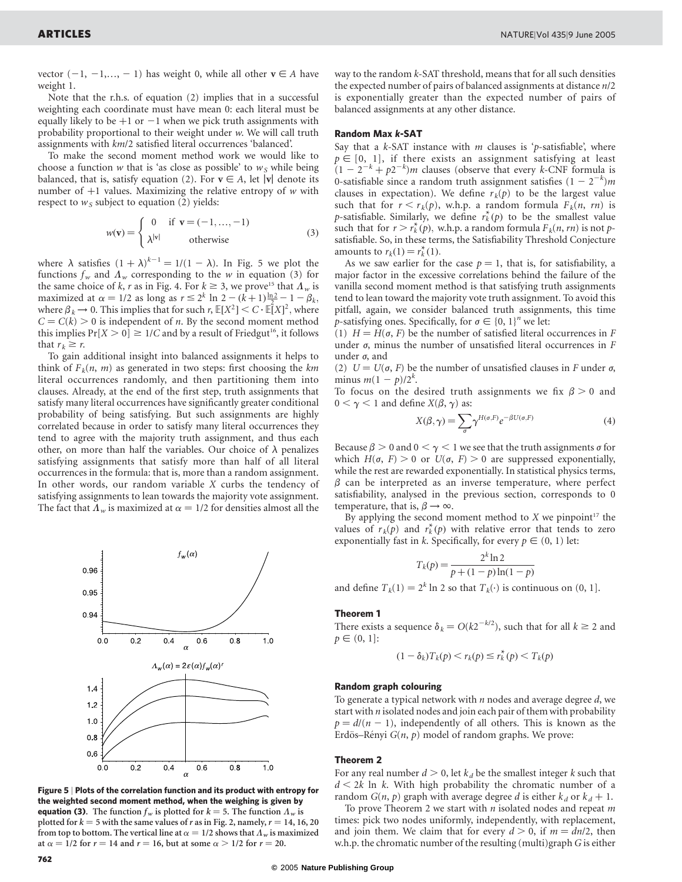vector $(-1, -1, \ldots, -1)$ has weight 0, while all other $\mathbf{v} \in A$ have weight 1.

Note that the r.h.s. of equation (2) implies that in a successful weighting each coordinate must have mean 0: each literal must be equally likely to be $+1$ or $-1$ when we pick truth assignments with probability proportional to their weight under $w$. We will call truth assignments with $km/2$ satisfied literal occurrences 'balanced'.

To make the second moment method work we would like to choose a function $w$ that is 'as close as possible' to $w_S$ while being balanced, that is, satisfy equation (2). For $\mathbf{v} \in A$, let $|\mathbf{v}|$ denote its number of $+1$ values. Maximizing the relative entropy of $w$ with respect to $w_S$ subject to equation (2) yields:

$$w(\mathbf{v}) = \begin{cases} 0 & \text{if } \mathbf{v} = (-1, \ldots, -1) \\ \lambda^{|\mathbf{v}|} & \text{otherwise} \end{cases} \tag{3}$$

where $\lambda$ satisfies $(1 + \lambda)^{k-1} = 1/(1 - \lambda)$. In Fig. 5 we plot the functions $f_w$ and $\Lambda_w$ corresponding to the $w$ in equation (3) for the same choice of $k$, $r$ as in Fig. 4. For $k \geq 3$, we prove[15] that $\Lambda_w$ is maximized at $\alpha = 1/2$ as long as $r \leq 2^k \ln 2 - (k+1)\frac{\ln 2}{2} - 1 - \beta_k$, where $\beta_k \to 0$. This implies that for such $r$, $\mathbb{E}[X^2] < C \cdot \mathbb{E}[X]^2$, where $C = C(k) > 0$ is independent of $n$. By the second moment method this implies $\Pr[X > 0] \geq 1/C$ and by a result of Friedgut[16], it follows that $r_k \geq r$.

To gain additional insight into balanced assignments it helps to think of $F_k(n, m)$ as generated in two steps: first choosing the $km$ literal occurrences randomly, and then partitioning them into clauses. Already, at the end of the first step, truth assignments that satisfy many literal occurrences have significantly greater conditional probability of being satisfying. But such assignments are highly correlated because in order to satisfy many literal occurrences they tend to agree with the majority truth assignment, and thus each other, on more than half the variables. Our choice of $\lambda$ penalizes satisfying assignments that satisfy more than half of all literal occurrences in the formula: that is, more than a random assignment. In other words, our random variable $X$ curbs the tendency of satisfying assignments to lean toward the majority vote assignment. The fact that $\Lambda_w$ is maximized at $\alpha = 1/2$ for densities almost all the way to the random $k$-SAT threshold, means that for all such densities the expected number of pairs of balanced assignments at distance $n/2$ is exponentially greater than the expected number of pairs of balanced assignments at any other distance.

**Figure 5** | **Plots of the correlation function and its product with entropy for the weighted second moment method, when the weighing is given by equation (3).** The function $f_w$ is plotted for $k = 5$. The function $\Lambda_w$ is plotted for $k = 5$ with the same values of $r$ as in Fig. 2, namely, $r = 14, 16, 20$ from top to bottom. The vertical line at $\alpha = 1/2$ shows that $\Lambda_w$ is maximized at $\alpha = 1/2$ for $r = 14$ and $r = 16$, but at some $\alpha > 1/2$ for $r = 20$.

### Random Max k-SAT

Say that a $k$-SAT instance with $m$ clauses is '$p$-satisfiable', where $p \in [0, 1]$, if there exists an assignment satisfying at least $(1 - 2^{-k} + p2^{-k})m$ clauses (observe that every $k$-CNF formula is 0-satisfiable since a random truth assignment satisfies $(1 - 2^{-k})m$ clauses in expectation). We define $r_k(p)$ to be the largest value such that for $r < r_k(p)$, w.h.p. a random formula $F_k(n, rn)$ is $p$-satisfiable. Similarly, we define $r_k^*(p)$ to be the smallest value such that for $r > r_k^*(p)$, w.h.p. a random formula $F_k(n, rn)$ is not $p$-satisfiable. So, in these terms, the Satisfiability Threshold Conjecture amounts to $r_k(1) = r_k^*(1)$.

As we saw earlier for the case $p = 1$, that is, for satisfiability, a major factor in the excessive correlations behind the failure of the vanilla second moment method is that satisfying truth assignments tend to lean toward the majority vote truth assignment. To avoid this pitfall, again, we consider balanced truth assignments, this time $p$-satisfying ones. Specifically, for $\sigma \in \{0, 1\}^n$ we let:

(1) $H = H(\sigma, F)$ be the number of satisfied literal occurrences in $F$ under $\sigma$, minus the number of unsatisfied literal occurrences in $F$ under $\sigma$, and

(2) $U = U(\sigma, F)$ be the number of unsatisfied clauses in $F$ under $\sigma$, minus $m(1 - p)/2^k$.

To focus on the desired truth assignments we fix $\beta > 0$ and $0 < \gamma < 1$ and define $X(\beta, \gamma)$ as:

$$X(\beta, \gamma) = \sum_\sigma \gamma^{H(\sigma,F)} e^{-\beta U(\sigma,F)} \tag{4}$$

Because $\beta > 0$ and $0 < \gamma < 1$ we see that the truth assignments $\sigma$ for which $H(\sigma, F) > 0$ or $U(\sigma, F) > 0$ are suppressed exponentially, while the rest are rewarded exponentially. In statistical physics terms, $\beta$ can be interpreted as an inverse temperature, where perfect satisfiability, analysed in the previous section, corresponds to 0 temperature, that is, $\beta \to \infty$.

By applying the second moment method to $X$ we pinpoint[17] the values of $r_k(p)$ and $r_k^*(p)$ with relative error that tends to zero exponentially fast in $k$. Specifically, for every $p \in (0, 1)$ let:

$$T_k(p) = \frac{2^k \ln 2}{p + (1-p)\ln(1-p)}$$

and define $T_k(1) = 2^k \ln 2$ so that $T_k(\cdot)$ is continuous on $(0, 1]$.

### Theorem 1

There exists a sequence $\delta_k = O(k2^{-k/2})$, such that for all $k \geq 2$ and $p \in (0, 1]$:

$$(1 - \delta_k)T_k(p) < r_k(p) \leq r_k^*(p) < T_k(p)$$

### Random graph colouring

To generate a typical network with $n$ nodes and average degree $d$, we start with $n$ isolated nodes and join each pair of them with probability $p = d/(n-1)$, independently of all others. This is known as the Erdös–Rényi $G(n, p)$ model of random graphs. We prove:

### Theorem 2

For any real number $d > 0$, let $k_d$ be the smallest integer $k$ such that $d < 2k \ln k$. With high probability the chromatic number of a random $G(n, p)$ graph with average degree $d$ is either $k_d$ or $k_d + 1$.

To prove Theorem 2 we start with $n$ isolated nodes and repeat $m$ times: pick two nodes uniformly, independently, with replacement, and join them. We claim that for every $d > 0$, if $m = dn/2$, then w.h.p. the chromatic number of the resulting (multi)graph $G$ is either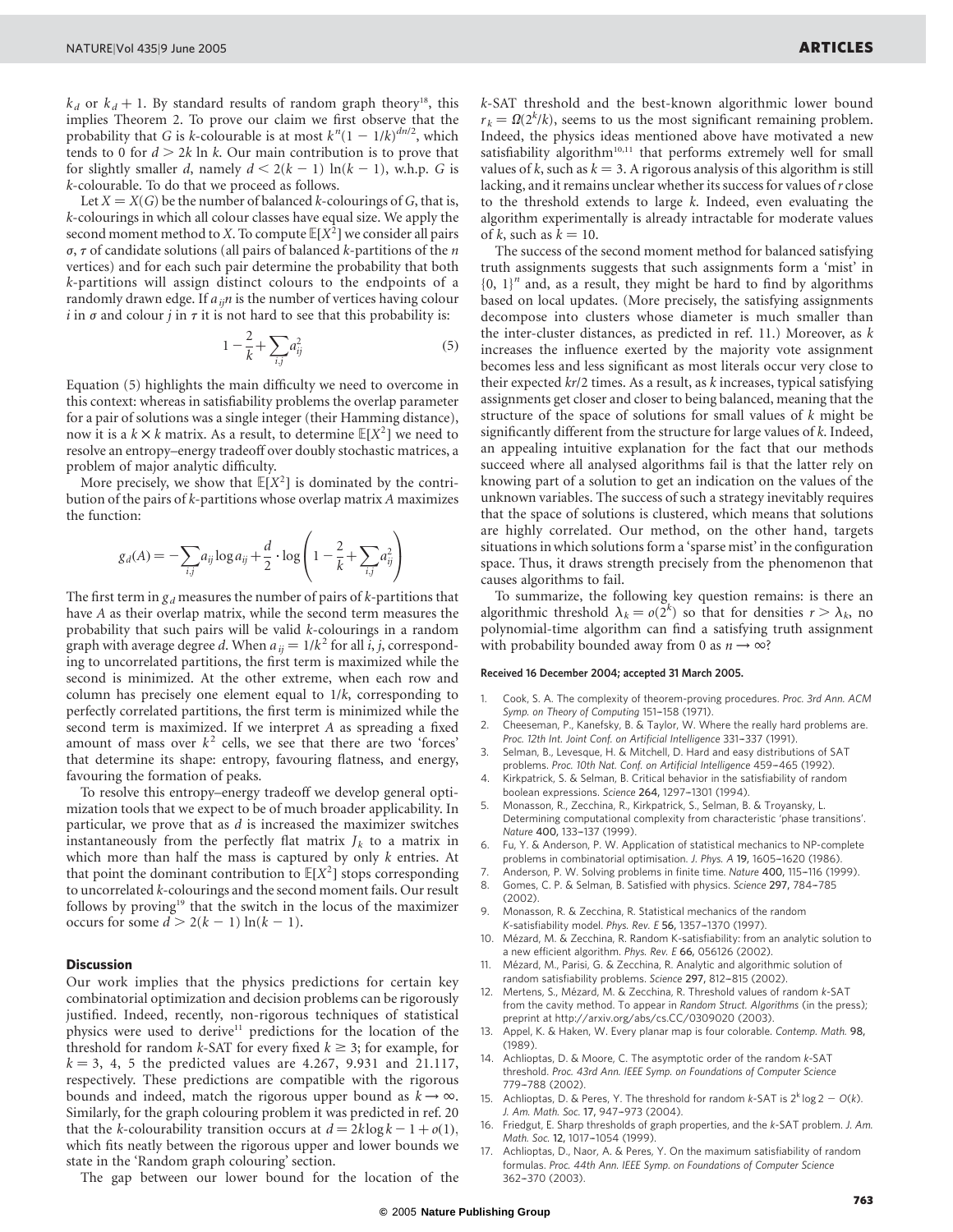$k_d$ or $k_d + 1$. By standard results of random graph theory[18], this implies Theorem 2. To prove our claim we first observe that the probability that $G$ is $k$-colourable is at most $k^n(1 - 1/k)^{dn/2}$, which tends to 0 for $d > 2k \ln k$. Our main contribution is to prove that for slightly smaller $d$, namely $d < 2(k-1)\ln(k-1)$, w.h.p. $G$ is $k$-colourable. To do that we proceed as follows.

Let $X = X(G)$ be the number of balanced $k$-colourings of $G$, that is, $k$-colourings in which all colour classes have equal size. We apply the second moment method to $X$. To compute $\mathbb{E}[X^2]$ we consider all pairs $\sigma, \tau$ of candidate solutions (all pairs of balanced $k$-partitions of the $n$ vertices) and for each such pair determine the probability that both $k$-partitions will assign distinct colours to the endpoints of a randomly drawn edge. If $a_{ij}n$ is the number of vertices having colour $i$ in $\sigma$ and colour $j$ in $\tau$ it is not hard to see that this probability is:

$$1 - \frac{2}{k} + \sum_{i,j} a_{ij}^2 \tag{5}$$

Equation (5) highlights the main difficulty we need to overcome in this context: whereas in satisfiability problems the overlap parameter for a pair of solutions was a single integer (their Hamming distance), now it is a $k \times k$ matrix. As a result, to determine $\mathbb{E}[X^2]$ we need to resolve an entropy–energy tradeoff over doubly stochastic matrices, a problem of major analytic difficulty.

More precisely, we show that $\mathbb{E}[X^2]$ is dominated by the contribution of the pairs of $k$-partitions whose overlap matrix $A$ maximizes the function:

$$g_d(A) = -\sum_{i,j} a_{ij} \log a_{ij} + \frac{d}{2} \cdot \log\left(1 - \frac{2}{k} + \sum_{i,j} a_{ij}^2\right)$$

The first term in $g_d$ measures the number of pairs of $k$-partitions that have $A$ as their overlap matrix, while the second term measures the probability that such pairs will be valid $k$-colourings in a random graph with average degree $d$. When $a_{ij} = 1/k^2$ for all $i, j$, corresponding to uncorrelated partitions, the first term is maximized while the second is minimized. At the other extreme, when each row and column has precisely one element equal to $1/k$, corresponding to perfectly correlated partitions, the first term is minimized while the second term is maximized. If we interpret $A$ as spreading a fixed amount of mass over $k^2$ cells, we see that there are two 'forces' that determine its shape: entropy, favouring flatness, and energy, favouring the formation of peaks.

To resolve this entropy–energy tradeoff we develop general optimization tools that we expect to be of much broader applicability. In particular, we prove that as $d$ is increased the maximizer switches instantaneously from the perfectly flat matrix $J_k$ to a matrix in which more than half the mass is captured by only $k$ entries. At that point the dominant contribution to $\mathbb{E}[X^2]$ stops corresponding to uncorrelated $k$-colourings and the second moment fails. Our result follows by proving[19] that the switch in the locus of the maximizer occurs for some $d > 2(k-1)\ln(k-1)$.

## Discussion

Our work implies that the physics predictions for certain key combinatorial optimization and decision problems can be rigorously justified. Indeed, recently, non-rigorous techniques of statistical physics were used to derive[11] predictions for the location of the threshold for random $k$-SAT for every fixed $k \geq 3$; for example, for $k = 3, 4, 5$ the predicted values are 4.267, 9.931 and 21.117, respectively. These predictions are compatible with the rigorous bounds and indeed, match the rigorous upper bound as $k \to \infty$. Similarly, for the graph colouring problem it was predicted in ref. 20 that the $k$-colourability transition occurs at $d = 2k \log k - 1 + o(1)$, which fits neatly between the rigorous upper and lower bounds we state in the 'Random graph colouring' section.

The gap between our lower bound for the location of the $k$-SAT threshold and the best-known algorithmic lower bound $r_k = \Omega(2^k/k)$, seems to us the most significant remaining problem. Indeed, the physics ideas mentioned above have motivated a new satisfiability algorithm[10,11] that performs extremely well for small values of $k$, such as $k = 3$. A rigorous analysis of this algorithm is still lacking, and it remains unclear whether its success for values of $r$ close to the threshold extends to large $k$. Indeed, even evaluating the algorithm experimentally is already intractable for moderate values of $k$, such as $k = 10$.

The success of the second moment method for balanced satisfying truth assignments suggests that such assignments form a 'mist' in $\{0, 1\}^n$ and, as a result, they might be hard to find by algorithms based on local updates. (More precisely, the satisfying assignments decompose into clusters whose diameter is much smaller than the inter-cluster distances, as predicted in ref. 11.) Moreover, as $k$ increases the influence exerted by the majority vote assignment becomes less and less significant as most literals occur very close to their expected $kr/2$ times. As a result, as $k$ increases, typical satisfying assignments get closer and closer to being balanced, meaning that the structure of the space of solutions for small values of $k$ might be significantly different from the structure for large values of $k$. Indeed, an appealing intuitive explanation for the fact that our methods succeed where all analysed algorithms fail is that the latter rely on knowing part of a solution to get an indication on the values of the unknown variables. The success of such a strategy inevitably requires that the space of solutions is clustered, which means that solutions are highly correlated. Our method, on the other hand, targets situations in which solutions form a 'sparse mist' in the configuration space. Thus, it draws strength precisely from the phenomenon that causes algorithms to fail.

To summarize, the following key question remains: is there an algorithmic threshold $\lambda_k = o(2^k)$ so that for densities $r > \lambda_k$, no polynomial-time algorithm can find a satisfying truth assignment with probability bounded away from 0 as $n \to \infty$?

**Received 16 December 2004; accepted 31 March 2005.**

1. Cook, S. A. The complexity of theorem-proving procedures. *Proc. 3rd Ann. ACM Symp. on Theory of Computing* 151–158 (1971).
2. Cheeseman, P., Kanefsky, B. & Taylor, W. Where the really hard problems are. *Proc. 12th Int. Joint Conf. on Artificial Intelligence* 331–337 (1991).
3. Selman, B., Levesque, H. & Mitchell, D. Hard and easy distributions of SAT problems. *Proc. 10th Nat. Conf. on Artificial Intelligence* 459–465 (1992).
4. Kirkpatrick, S. & Selman, B. Critical behavior in the satisfiability of random boolean expressions. *Science* **264**, 1297–1301 (1994).
5. Monasson, R., Zecchina, R., Kirkpatrick, S., Selman, B. & Troyansky, L. Determining computational complexity from characteristic 'phase transitions'. *Nature* **400**, 133–137 (1999).
6. Fu, Y. & Anderson, P. W. Application of statistical mechanics to NP-complete problems in combinatorial optimisation. *J. Phys. A* **19**, 1605–1620 (1986).
7. Anderson, P. W. Solving problems in finite time. *Nature* **400**, 115–116 (1999).
8. Gomes, C. P. & Selman, B. Satisfied with physics. *Science* **297**, 784–785 (2002).
9. Monasson, R. & Zecchina, R. Statistical mechanics of the random *K*-satisfiability model. *Phys. Rev. E* **56**, 1357–1370 (1997).
10. Mézard, M. & Zecchina, R. Random K-satisfiability: from an analytic solution to a new efficient algorithm. *Phys. Rev. E* **66**, 056126 (2002).
11. Mézard, M., Parisi, G. & Zecchina, R. Analytic and algorithmic solution of random satisfiability problems. *Science* **297**, 812–815 (2002).
12. Mertens, S., Mézard, M. & Zecchina, R. Threshold values of random *k*-SAT from the cavity method. To appear in *Random Struct. Algorithms* (in the press); preprint at http://arxiv.org/abs/cs.CC/0309020 (2003).
13. Appel, K. & Haken, W. Every planar map is four colorable. *Contemp. Math.* **98**, (1989).
14. Achlioptas, D. & Moore, C. The asymptotic order of the random *k*-SAT threshold. *Proc. 43rd Ann. IEEE Symp. on Foundations of Computer Science* 779–788 (2002).
15. Achlioptas, D. & Peres, Y. The threshold for random *k*-SAT is $2^k \log 2 - O(k)$. *J. Am. Math. Soc.* **17**, 947–973 (2004).
16. Friedgut, E. Sharp thresholds of graph properties, and the *k*-SAT problem. *J. Am. Math. Soc.* **12**, 1017–1054 (1999).
17. Achlioptas, D., Naor, A. & Peres, Y. On the maximum satisfiability of random formulas. *Proc. 44th Ann. IEEE Symp. on Foundations of Computer Science* 362–370 (2003).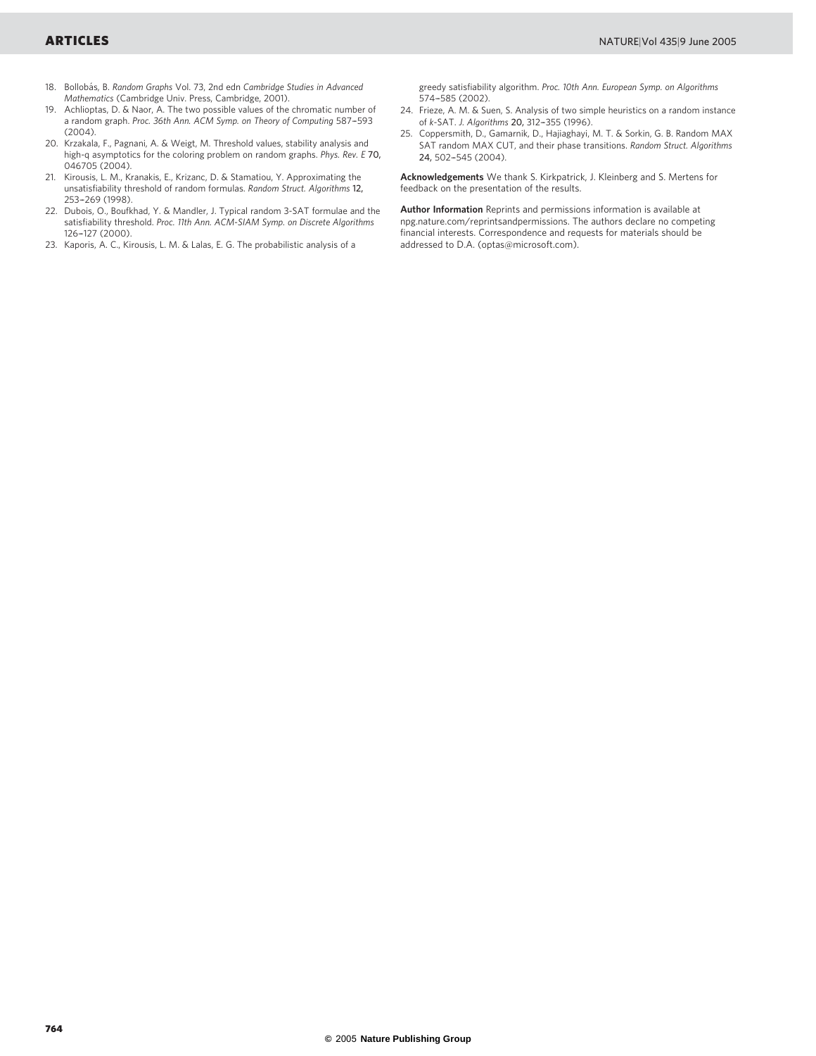18. Bollobás, B. *Random Graphs* Vol. 73, 2nd edn *Cambridge Studies in Advanced Mathematics* (Cambridge Univ. Press, Cambridge, 2001).
19. Achlioptas, D. & Naor, A. The two possible values of the chromatic number of a random graph. *Proc. 36th Ann. ACM Symp. on Theory of Computing* 587–593 (2004).
20. Krzakala, F., Pagnani, A. & Weigt, M. Threshold values, stability analysis and high-q asymptotics for the coloring problem on random graphs. *Phys. Rev. E* **70,** 046705 (2004).
21. Kirousis, L. M., Kranakis, E., Krizanc, D. & Stamatiou, Y. Approximating the unsatisfiability threshold of random formulas. *Random Struct. Algorithms* **12,** 253–269 (1998).
22. Dubois, O., Boufkhad, Y. & Mandler, J. Typical random 3-SAT formulae and the satisfiability threshold. *Proc. 11th Ann. ACM-SIAM Symp. on Discrete Algorithms* 126–127 (2000).
23. Kaporis, A. C., Kirousis, L. M. & Lalas, E. G. The probabilistic analysis of a greedy satisfiability algorithm. *Proc. 10th Ann. European Symp. on Algorithms* 574–585 (2002).
24. Frieze, A. M. & Suen, S. Analysis of two simple heuristics on a random instance of *k*-SAT. *J. Algorithms* **20,** 312–355 (1996).
25. Coppersmith, D., Gamarnik, D., Hajiaghayi, M. T. & Sorkin, G. B. Random MAX SAT random MAX CUT, and their phase transitions. *Random Struct. Algorithms* **24,** 502–545 (2004).

**Acknowledgements** We thank S. Kirkpatrick, J. Kleinberg and S. Mertens for feedback on the presentation of the results.

**Author Information** Reprints and permissions information is available at npg.nature.com/reprintsandpermissions. The authors declare no competing financial interests. Correspondence and requests for materials should be addressed to D.A. (optas@microsoft.com).